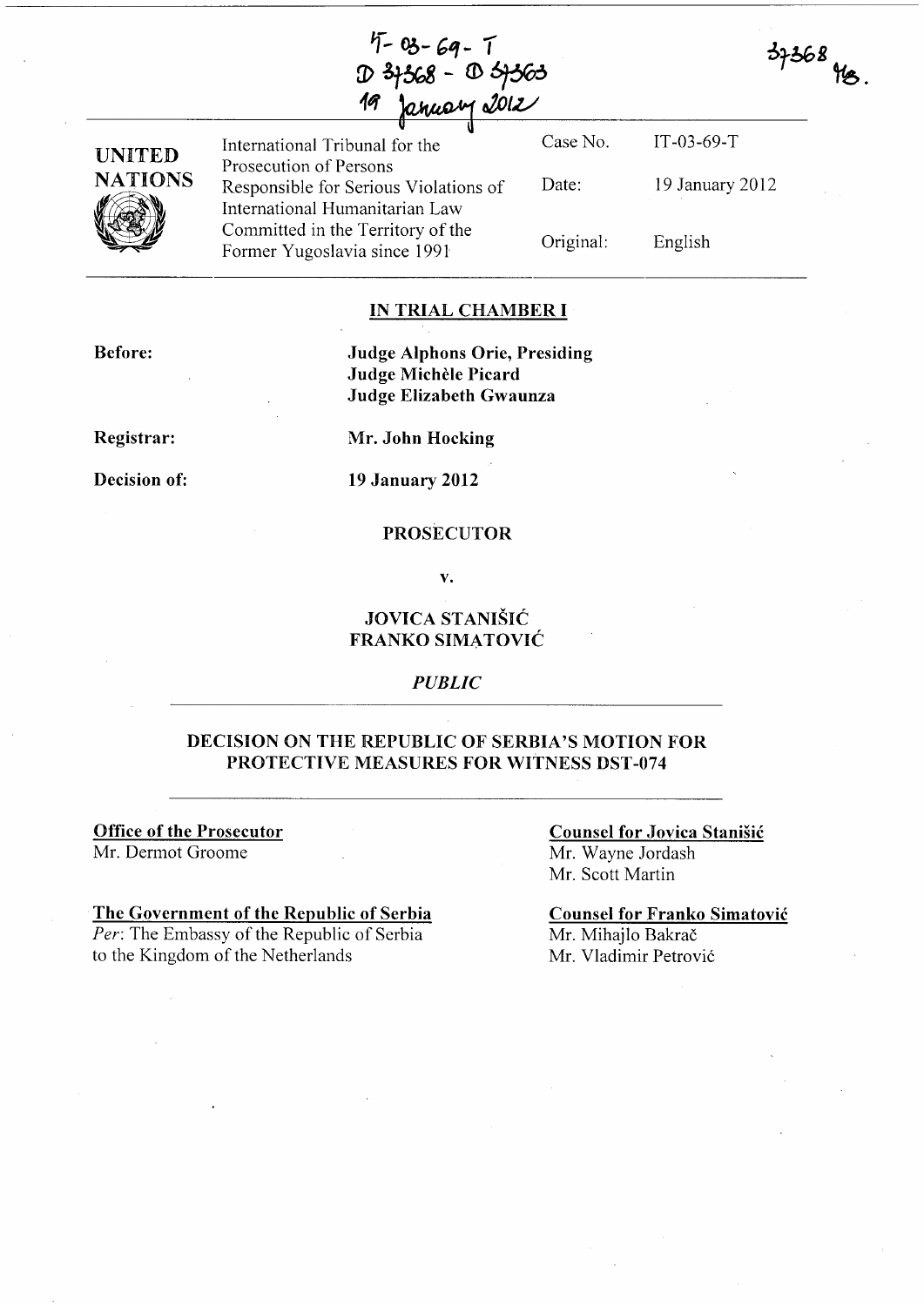IT-03-69-T
D 37368 - D 37363
19 January 2012

37368 MB.

UNITED NATIONS

| | | | |
|---|---|---|---|
| International Tribunal for the Prosecution of Persons Responsible for Serious Violations of International Humanitarian Law Committed in the Territory of the Former Yugoslavia since 1991 | Case No. | IT-03-69-T |
| | Date: | 19 January 2012 |
| | Original: | English |

## IN TRIAL CHAMBER I

**Before:** **Judge Alphons Orie, Presiding**
**Judge Michèle Picard**
**Judge Elizabeth Gwaunza**

**Registrar:** **Mr. John Hocking**

**Decision of:** **19 January 2012**

**PROSECUTOR**

**v.**

**JOVICA STANIŠIĆ**
**FRANKO SIMATOVIĆ**

***PUBLIC***

## DECISION ON THE REPUBLIC OF SERBIA'S MOTION FOR PROTECTIVE MEASURES FOR WITNESS DST-074

**Office of the Prosecutor**
Mr. Dermot Groome

**The Government of the Republic of Serbia**
*Per*: The Embassy of the Republic of Serbia to the Kingdom of the Netherlands

**Counsel for Jovica Stanišić**
Mr. Wayne Jordash
Mr. Scott Martin

**Counsel for Franko Simatović**
Mr. Mihajlo Bakrač
Mr. Vladimir Petrović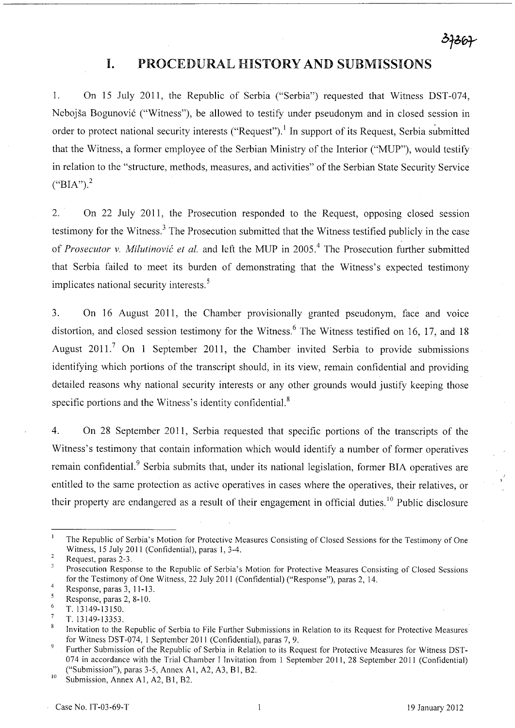# I. PROCEDURAL HISTORY AND SUBMISSIONS

1. On 15 July 2011, the Republic of Serbia ("Serbia") requested that Witness DST-074, Nebojša Bogunović ("Witness"), be allowed to testify under pseudonym and in closed session in order to protect national security interests ("Request").[1] In support of its Request, Serbia submitted that the Witness, a former employee of the Serbian Ministry of the Interior ("MUP"), would testify in relation to the "structure, methods, measures, and activities" of the Serbian State Security Service ("BIA").[2]

2. On 22 July 2011, the Prosecution responded to the Request, opposing closed session testimony for the Witness.[3] The Prosecution submitted that the Witness testified publicly in the case of *Prosecutor v. Milutinović et al.* and left the MUP in 2005.[4] The Prosecution further submitted that Serbia failed to meet its burden of demonstrating that the Witness's expected testimony implicates national security interests.[5]

3. On 16 August 2011, the Chamber provisionally granted pseudonym, face and voice distortion, and closed session testimony for the Witness.[6] The Witness testified on 16, 17, and 18 August 2011.[7] On 1 September 2011, the Chamber invited Serbia to provide submissions identifying which portions of the transcript should, in its view, remain confidential and providing detailed reasons why national security interests or any other grounds would justify keeping those specific portions and the Witness's identity confidential.[8]

4. On 28 September 2011, Serbia requested that specific portions of the transcripts of the Witness's testimony that contain information which would identify a number of former operatives remain confidential.[9] Serbia submits that, under its national legislation, former BIA operatives are entitled to the same protection as active operatives in cases where the operatives, their relatives, or their property are endangered as a result of their engagement in official duties.[10] Public disclosure

---

[1] The Republic of Serbia's Motion for Protective Measures Consisting of Closed Sessions for the Testimony of One Witness, 15 July 2011 (Confidential), paras 1, 3-4.

[2] Request, paras 2-3.

[3] Prosecution Response to the Republic of Serbia's Motion for Protective Measures Consisting of Closed Sessions for the Testimony of One Witness, 22 July 2011 (Confidential) ("Response"), paras 2, 14.

[4] Response, paras 3, 11-13.

[5] Response, paras 2, 8-10.

[6] T. 13149-13150.

[7] T. 13149-13353.

[8] Invitation to the Republic of Serbia to File Further Submissions in Relation to its Request for Protective Measures for Witness DST-074, 1 September 2011 (Confidential), paras 7, 9.

[9] Further Submission of the Republic of Serbia in Relation to its Request for Protective Measures for Witness DST-074 in accordance with the Trial Chamber I Invitation from 1 September 2011, 28 September 2011 (Confidential) ("Submission"), paras 3-5, Annex A1, A2, A3, B1, B2.

[10] Submission, Annex A1, A2, B1, B2.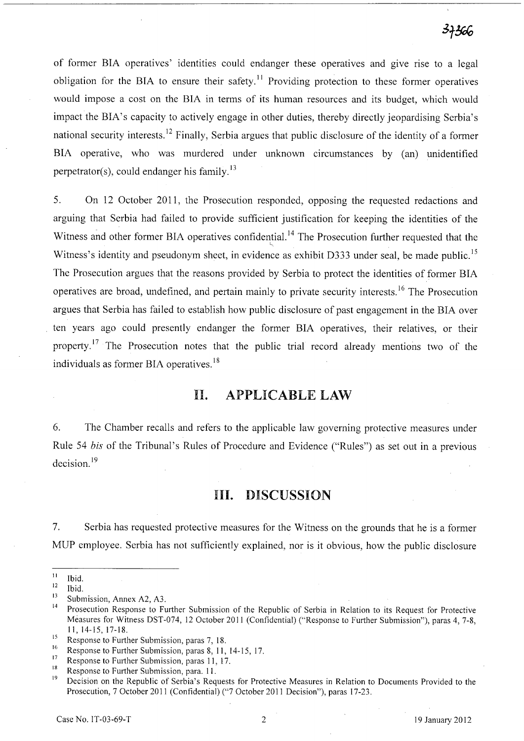of former BIA operatives' identities could endanger these operatives and give rise to a legal obligation for the BIA to ensure their safety.[11] Providing protection to these former operatives would impose a cost on the BIA in terms of its human resources and its budget, which would impact the BIA's capacity to actively engage in other duties, thereby directly jeopardising Serbia's national security interests.[12] Finally, Serbia argues that public disclosure of the identity of a former BIA operative, who was murdered under unknown circumstances by (an) unidentified perpetrator(s), could endanger his family.[13]

5. On 12 October 2011, the Prosecution responded, opposing the requested redactions and arguing that Serbia had failed to provide sufficient justification for keeping the identities of the Witness and other former BIA operatives confidential.[14] The Prosecution further requested that the Witness's identity and pseudonym sheet, in evidence as exhibit D333 under seal, be made public.[15] The Prosecution argues that the reasons provided by Serbia to protect the identities of former BIA operatives are broad, undefined, and pertain mainly to private security interests.[16] The Prosecution argues that Serbia has failed to establish how public disclosure of past engagement in the BIA over ten years ago could presently endanger the former BIA operatives, their relatives, or their property.[17] The Prosecution notes that the public trial record already mentions two of the individuals as former BIA operatives.[18]

## II. APPLICABLE LAW

6. The Chamber recalls and refers to the applicable law governing protective measures under Rule 54 *bis* of the Tribunal's Rules of Procedure and Evidence ("Rules") as set out in a previous decision.[19]

## III. DISCUSSION

7. Serbia has requested protective measures for the Witness on the grounds that he is a former MUP employee. Serbia has not sufficiently explained, nor is it obvious, how the public disclosure

---

[11] Ibid.

[12] Ibid.

[13] Submission, Annex A2, A3.

[14] Prosecution Response to Further Submission of the Republic of Serbia in Relation to its Request for Protective Measures for Witness DST-074, 12 October 2011 (Confidential) ("Response to Further Submission"), paras 4, 7-8, 11, 14-15, 17-18.

[15] Response to Further Submission, paras 7, 18.

[16] Response to Further Submission, paras 8, 11, 14-15, 17.

[17] Response to Further Submission, paras 11, 17.

[18] Response to Further Submission, para. 11.

[19] Decision on the Republic of Serbia's Requests for Protective Measures in Relation to Documents Provided to the Prosecution, 7 October 2011 (Confidential) ("7 October 2011 Decision"), paras 17-23.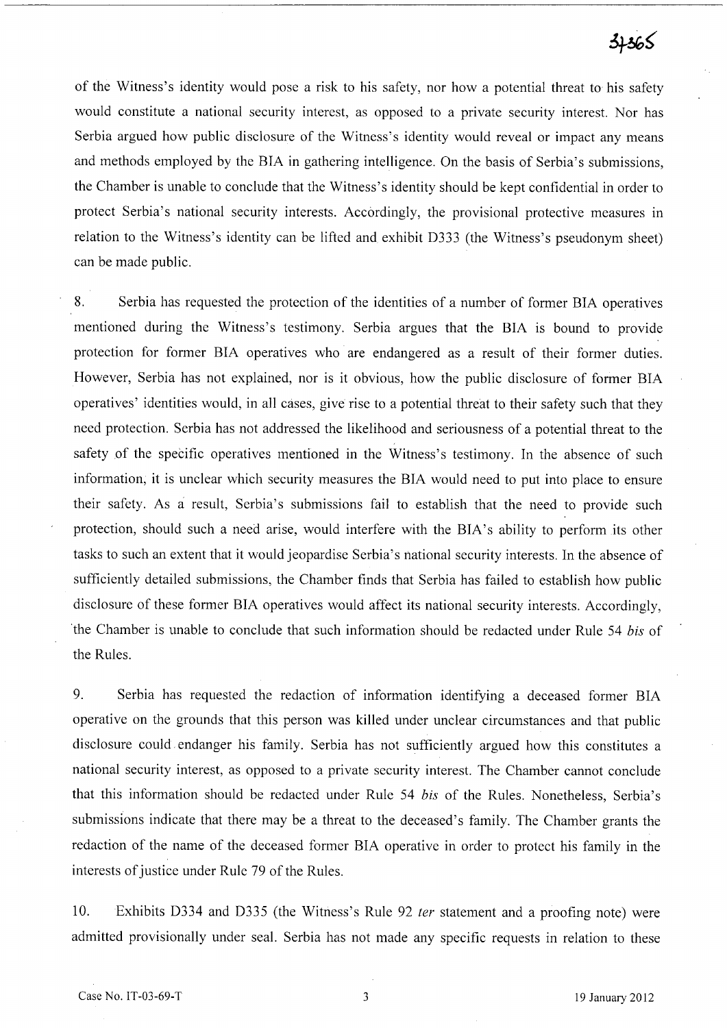of the Witness's identity would pose a risk to his safety, nor how a potential threat to his safety would constitute a national security interest, as opposed to a private security interest. Nor has Serbia argued how public disclosure of the Witness's identity would reveal or impact any means and methods employed by the BIA in gathering intelligence. On the basis of Serbia's submissions, the Chamber is unable to conclude that the Witness's identity should be kept confidential in order to protect Serbia's national security interests. Accordingly, the provisional protective measures in relation to the Witness's identity can be lifted and exhibit D333 (the Witness's pseudonym sheet) can be made public.

8. Serbia has requested the protection of the identities of a number of former BIA operatives mentioned during the Witness's testimony. Serbia argues that the BIA is bound to provide protection for former BIA operatives who are endangered as a result of their former duties. However, Serbia has not explained, nor is it obvious, how the public disclosure of former BIA operatives' identities would, in all cases, give rise to a potential threat to their safety such that they need protection. Serbia has not addressed the likelihood and seriousness of a potential threat to the safety of the specific operatives mentioned in the Witness's testimony. In the absence of such information, it is unclear which security measures the BIA would need to put into place to ensure their safety. As a result, Serbia's submissions fail to establish that the need to provide such protection, should such a need arise, would interfere with the BIA's ability to perform its other tasks to such an extent that it would jeopardise Serbia's national security interests. In the absence of sufficiently detailed submissions, the Chamber finds that Serbia has failed to establish how public disclosure of these former BIA operatives would affect its national security interests. Accordingly, the Chamber is unable to conclude that such information should be redacted under Rule 54 *bis* of the Rules.

9. Serbia has requested the redaction of information identifying a deceased former BIA operative on the grounds that this person was killed under unclear circumstances and that public disclosure could endanger his family. Serbia has not sufficiently argued how this constitutes a national security interest, as opposed to a private security interest. The Chamber cannot conclude that this information should be redacted under Rule 54 *bis* of the Rules. Nonetheless, Serbia's submissions indicate that there may be a threat to the deceased's family. The Chamber grants the redaction of the name of the deceased former BIA operative in order to protect his family in the interests of justice under Rule 79 of the Rules.

10. Exhibits D334 and D335 (the Witness's Rule 92 *ter* statement and a proofing note) were admitted provisionally under seal. Serbia has not made any specific requests in relation to these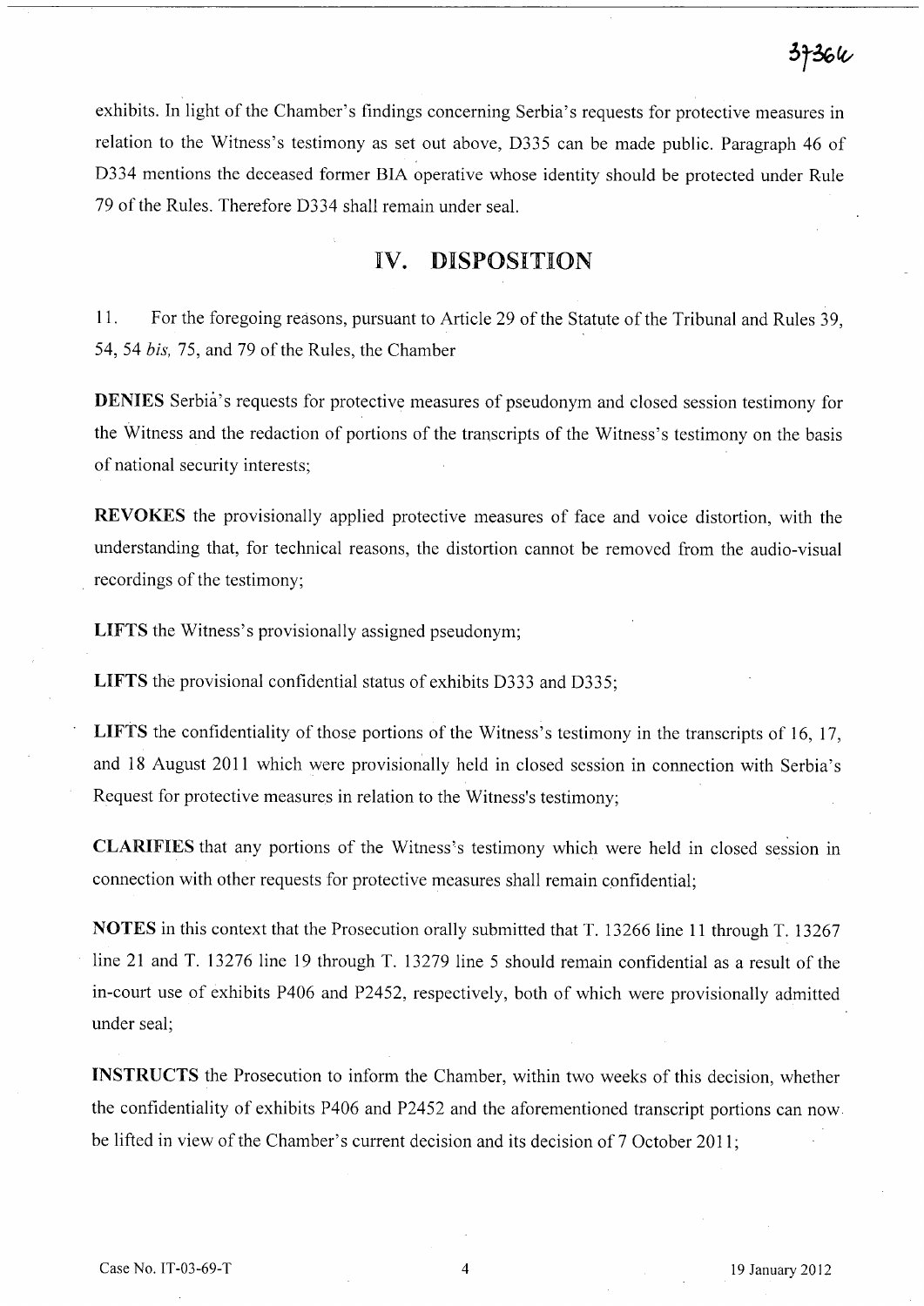exhibits. In light of the Chamber's findings concerning Serbia's requests for protective measures in relation to the Witness's testimony as set out above, D335 can be made public. Paragraph 46 of D334 mentions the deceased former BIA operative whose identity should be protected under Rule 79 of the Rules. Therefore D334 shall remain under seal.

# IV. DISPOSITION

11. For the foregoing reasons, pursuant to Article 29 of the Statute of the Tribunal and Rules 39, 54, 54 *bis*, 75, and 79 of the Rules, the Chamber

**DENIES** Serbia's requests for protective measures of pseudonym and closed session testimony for the Witness and the redaction of portions of the transcripts of the Witness's testimony on the basis of national security interests;

**REVOKES** the provisionally applied protective measures of face and voice distortion, with the understanding that, for technical reasons, the distortion cannot be removed from the audio-visual recordings of the testimony;

**LIFTS** the Witness's provisionally assigned pseudonym;

**LIFTS** the provisional confidential status of exhibits D333 and D335;

**LIFTS** the confidentiality of those portions of the Witness's testimony in the transcripts of 16, 17, and 18 August 2011 which were provisionally held in closed session in connection with Serbia's Request for protective measures in relation to the Witness's testimony;

**CLARIFIES** that any portions of the Witness's testimony which were held in closed session in connection with other requests for protective measures shall remain confidential;

**NOTES** in this context that the Prosecution orally submitted that T. 13266 line 11 through T. 13267 line 21 and T. 13276 line 19 through T. 13279 line 5 should remain confidential as a result of the in-court use of exhibits P406 and P2452, respectively, both of which were provisionally admitted under seal;

**INSTRUCTS** the Prosecution to inform the Chamber, within two weeks of this decision, whether the confidentiality of exhibits P406 and P2452 and the aforementioned transcript portions can now be lifted in view of the Chamber's current decision and its decision of 7 October 2011;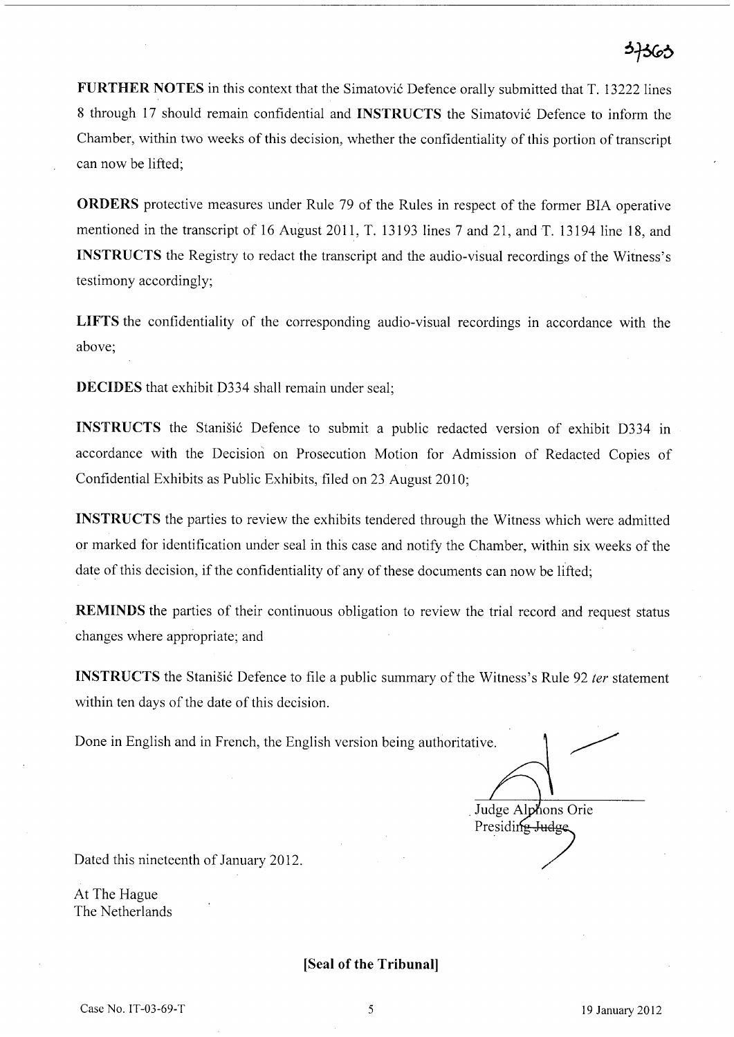**FURTHER NOTES** in this context that the Simatović Defence orally submitted that T. 13222 lines 8 through 17 should remain confidential and **INSTRUCTS** the Simatović Defence to inform the Chamber, within two weeks of this decision, whether the confidentiality of this portion of transcript can now be lifted;

**ORDERS** protective measures under Rule 79 of the Rules in respect of the former BIA operative mentioned in the transcript of 16 August 2011, T. 13193 lines 7 and 21, and T. 13194 line 18, and **INSTRUCTS** the Registry to redact the transcript and the audio-visual recordings of the Witness's testimony accordingly;

**LIFTS** the confidentiality of the corresponding audio-visual recordings in accordance with the above;

**DECIDES** that exhibit D334 shall remain under seal;

**INSTRUCTS** the Stanišić Defence to submit a public redacted version of exhibit D334 in accordance with the Decision on Prosecution Motion for Admission of Redacted Copies of Confidential Exhibits as Public Exhibits, filed on 23 August 2010;

**INSTRUCTS** the parties to review the exhibits tendered through the Witness which were admitted or marked for identification under seal in this case and notify the Chamber, within six weeks of the date of this decision, if the confidentiality of any of these documents can now be lifted;

**REMINDS** the parties of their continuous obligation to review the trial record and request status changes where appropriate; and

**INSTRUCTS** the Stanišić Defence to file a public summary of the Witness's Rule 92 *ter* statement within ten days of the date of this decision.

Done in English and in French, the English version being authoritative.

Judge Alphons Orie
Presiding Judge

Dated this nineteenth of January 2012.

At The Hague
The Netherlands

**[Seal of the Tribunal]**